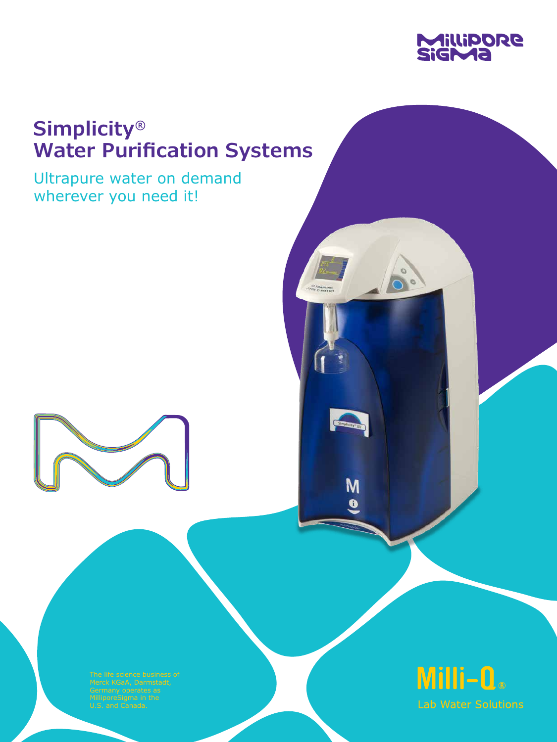# Simplicity® Water Purification Systems

Ultrapure water on demand wherever you need it!

The life science business of Merck KGaA, Darmstadt, Germany operates as MilliporeSigma in the U.S. and Canada.

Milli-Q®

Lab Water Solutions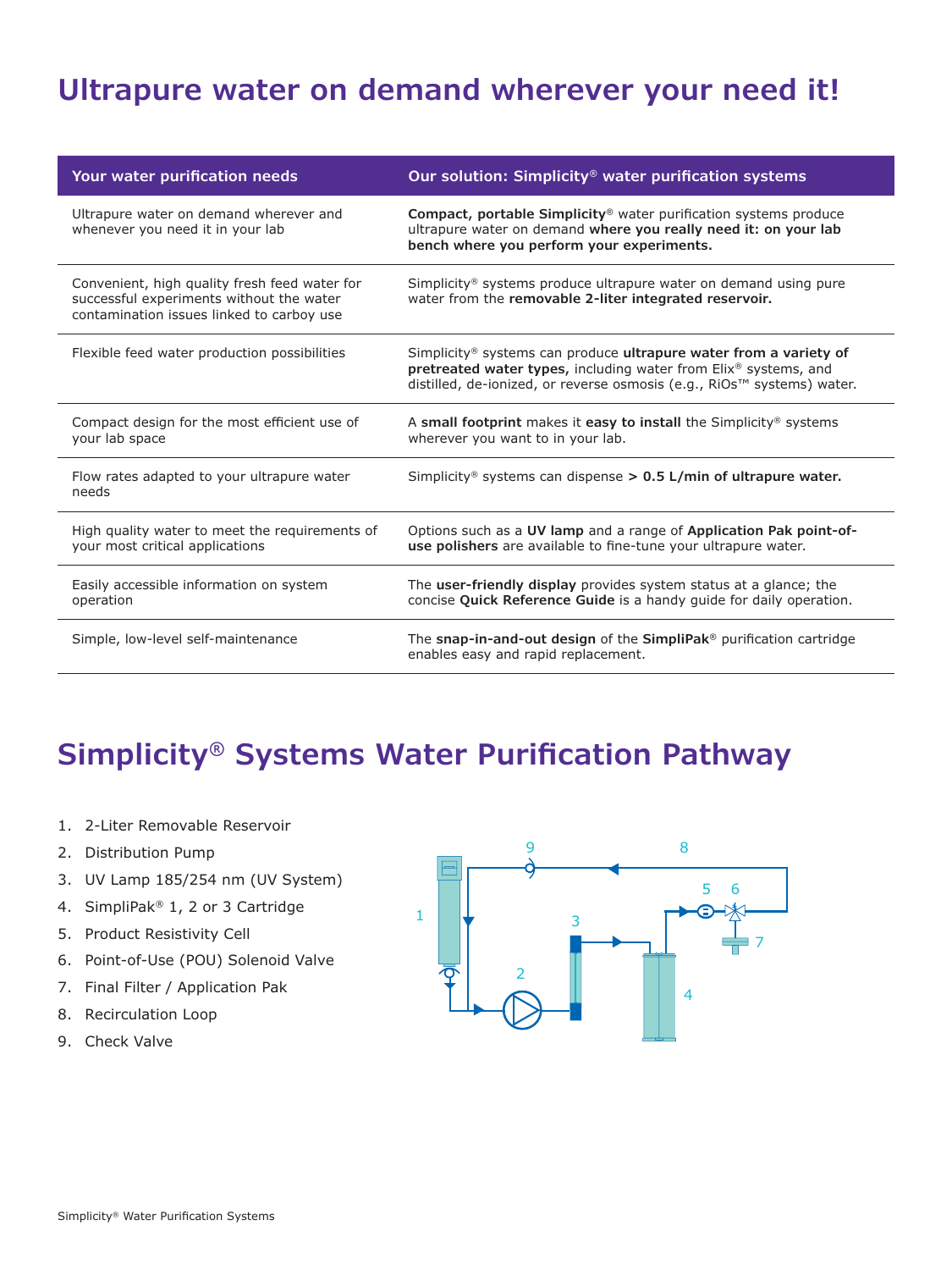# Ultrapure water on demand wherever your need it!

| Your water purification needs | Our solution: Simplicity® water purification systems |
| --- | --- |
| Ultrapure water on demand wherever and whenever you need it in your lab | **Compact, portable Simplicity®** water purification systems produce ultrapure water on demand **where you really need it: on your lab bench where you perform your experiments.** |
| Convenient, high quality fresh feed water for successful experiments without the water contamination issues linked to carboy use | Simplicity® systems produce ultrapure water on demand using pure water from the **removable 2-liter integrated reservoir.** |
| Flexible feed water production possibilities | Simplicity® systems can produce **ultrapure water from a variety of pretreated water types,** including water from Elix® systems, and distilled, de-ionized, or reverse osmosis (e.g., RiOs™ systems) water. |
| Compact design for the most efficient use of your lab space | A **small footprint** makes it **easy to install** the Simplicity® systems wherever you want to in your lab. |
| Flow rates adapted to your ultrapure water needs | Simplicity® systems can dispense **> 0.5 L/min of ultrapure water.** |
| High quality water to meet the requirements of your most critical applications | Options such as a **UV lamp** and a range of **Application Pak point-of-use polishers** are available to fine-tune your ultrapure water. |
| Easily accessible information on system operation | The **user-friendly display** provides system status at a glance; the concise **Quick Reference Guide** is a handy guide for daily operation. |
| Simple, low-level self-maintenance | The **snap-in-and-out design** of the **SimpliPak®** purification cartridge enables easy and rapid replacement. |

# Simplicity® Systems Water Purification Pathway

1. 2-Liter Removable Reservoir
2. Distribution Pump
3. UV Lamp 185/254 nm (UV System)
4. SimpliPak® 1, 2 or 3 Cartridge
5. Product Resistivity Cell
6. Point-of-Use (POU) Solenoid Valve
7. Final Filter / Application Pak
8. Recirculation Loop
9. Check Valve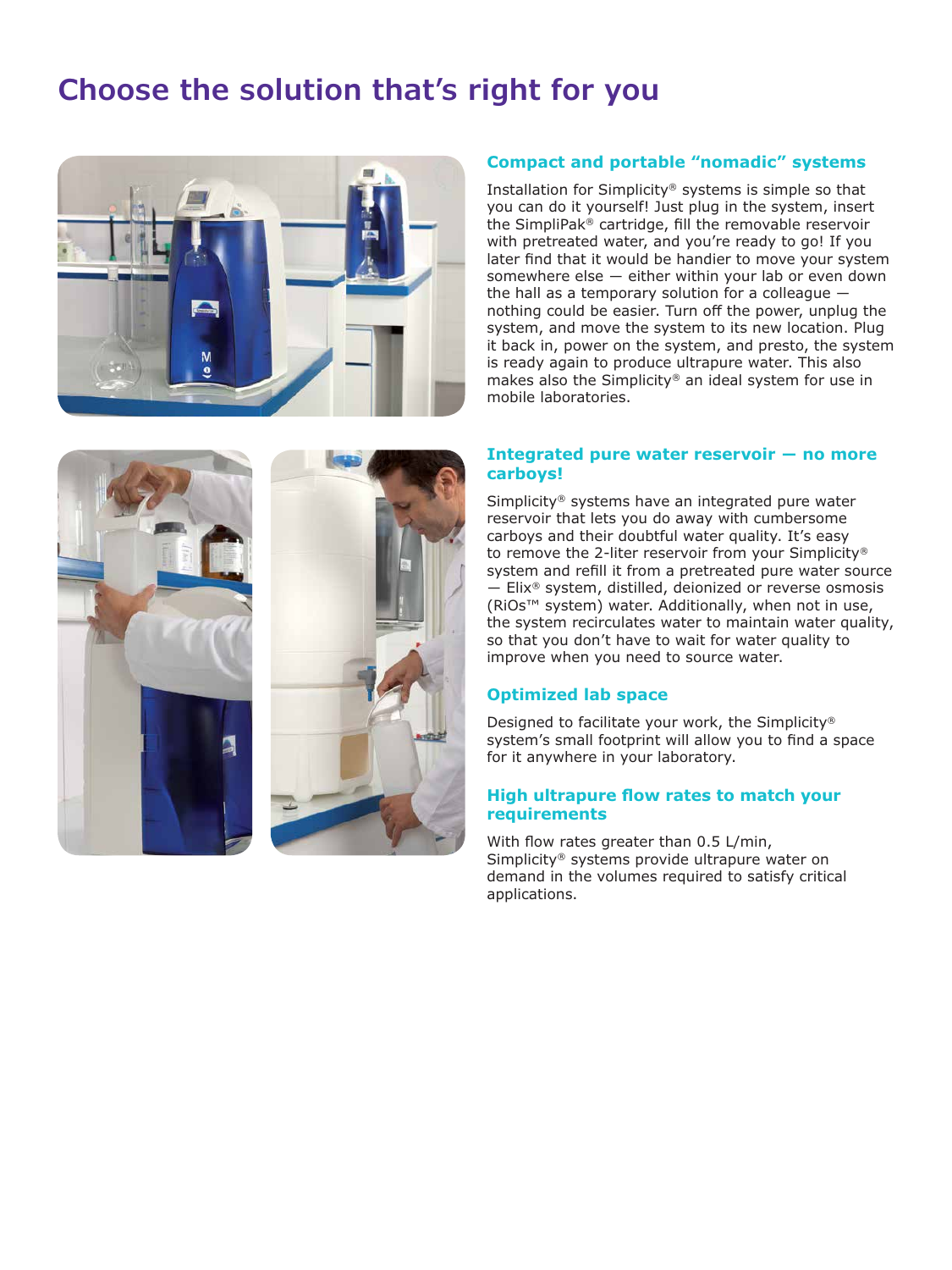# Choose the solution that's right for you

## Compact and portable "nomadic" systems

Installation for Simplicity® systems is simple so that you can do it yourself! Just plug in the system, insert the SimpliPak® cartridge, fill the removable reservoir with pretreated water, and you're ready to go! If you later find that it would be handier to move your system somewhere else — either within your lab or even down the hall as a temporary solution for a colleague — nothing could be easier. Turn off the power, unplug the system, and move the system to its new location. Plug it back in, power on the system, and presto, the system is ready again to produce ultrapure water. This also makes also the Simplicity® an ideal system for use in mobile laboratories.

## Integrated pure water reservoir — no more carboys!

Simplicity® systems have an integrated pure water reservoir that lets you do away with cumbersome carboys and their doubtful water quality. It's easy to remove the 2-liter reservoir from your Simplicity® system and refill it from a pretreated pure water source — Elix® system, distilled, deionized or reverse osmosis (RiOs™ system) water. Additionally, when not in use, the system recirculates water to maintain water quality, so that you don't have to wait for water quality to improve when you need to source water.

## Optimized lab space

Designed to facilitate your work, the Simplicity® system's small footprint will allow you to find a space for it anywhere in your laboratory.

## High ultrapure flow rates to match your requirements

With flow rates greater than 0.5 L/min, Simplicity® systems provide ultrapure water on demand in the volumes required to satisfy critical applications.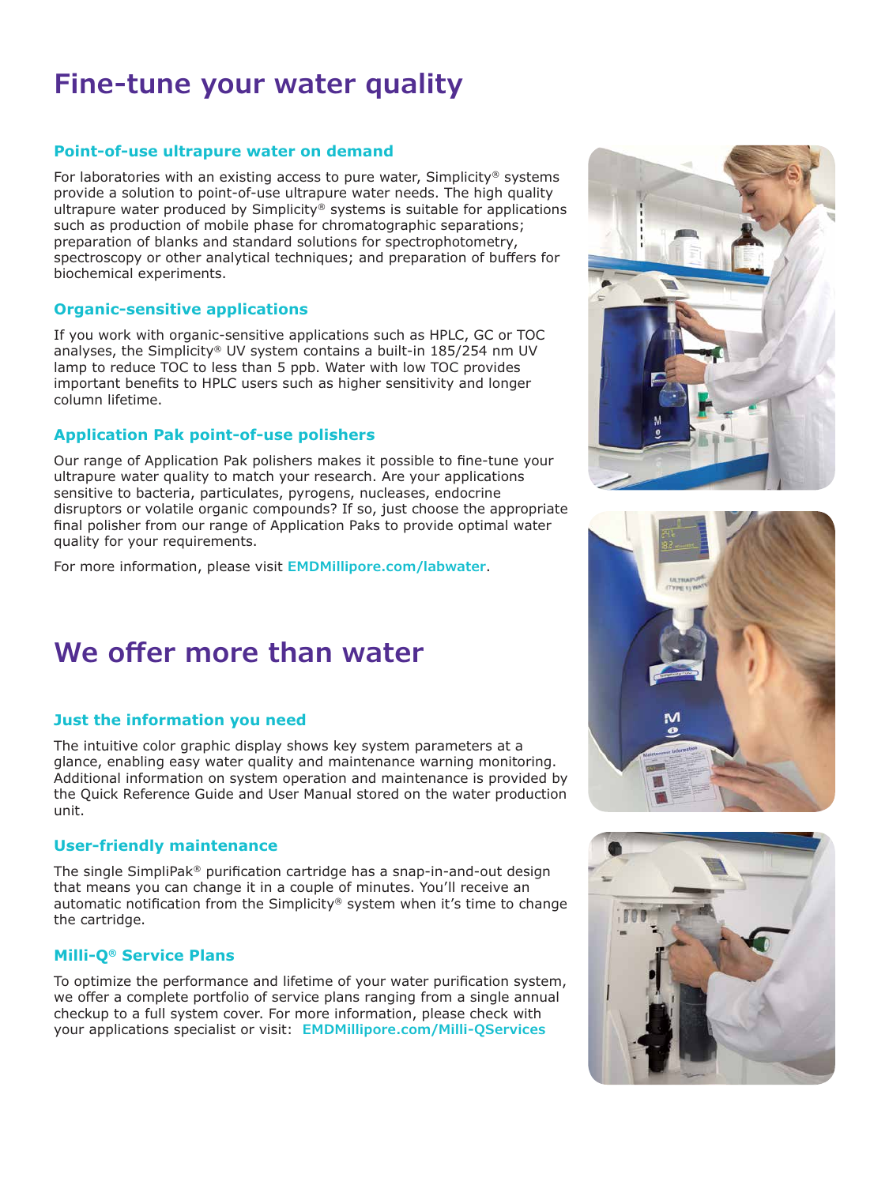# Fine-tune your water quality

### Point-of-use ultrapure water on demand

For laboratories with an existing access to pure water, Simplicity® systems provide a solution to point-of-use ultrapure water needs. The high quality ultrapure water produced by Simplicity® systems is suitable for applications such as production of mobile phase for chromatographic separations; preparation of blanks and standard solutions for spectrophotometry, spectroscopy or other analytical techniques; and preparation of buffers for biochemical experiments.

### Organic-sensitive applications

If you work with organic-sensitive applications such as HPLC, GC or TOC analyses, the Simplicity® UV system contains a built-in 185/254 nm UV lamp to reduce TOC to less than 5 ppb. Water with low TOC provides important benefits to HPLC users such as higher sensitivity and longer column lifetime.

### Application Pak point-of-use polishers

Our range of Application Pak polishers makes it possible to fine-tune your ultrapure water quality to match your research. Are your applications sensitive to bacteria, particulates, pyrogens, nucleases, endocrine disruptors or volatile organic compounds? If so, just choose the appropriate final polisher from our range of Application Paks to provide optimal water quality for your requirements.

For more information, please visit **EMDMillipore.com/labwater**.

# We offer more than water

### Just the information you need

The intuitive color graphic display shows key system parameters at a glance, enabling easy water quality and maintenance warning monitoring. Additional information on system operation and maintenance is provided by the Quick Reference Guide and User Manual stored on the water production unit.

### User-friendly maintenance

The single SimpliPak® purification cartridge has a snap-in-and-out design that means you can change it in a couple of minutes. You'll receive an automatic notification from the Simplicity® system when it's time to change the cartridge.

### Milli-Q® Service Plans

To optimize the performance and lifetime of your water purification system, we offer a complete portfolio of service plans ranging from a single annual checkup to a full system cover. For more information, please check with your applications specialist or visit: **EMDMillipore.com/Milli-QServices**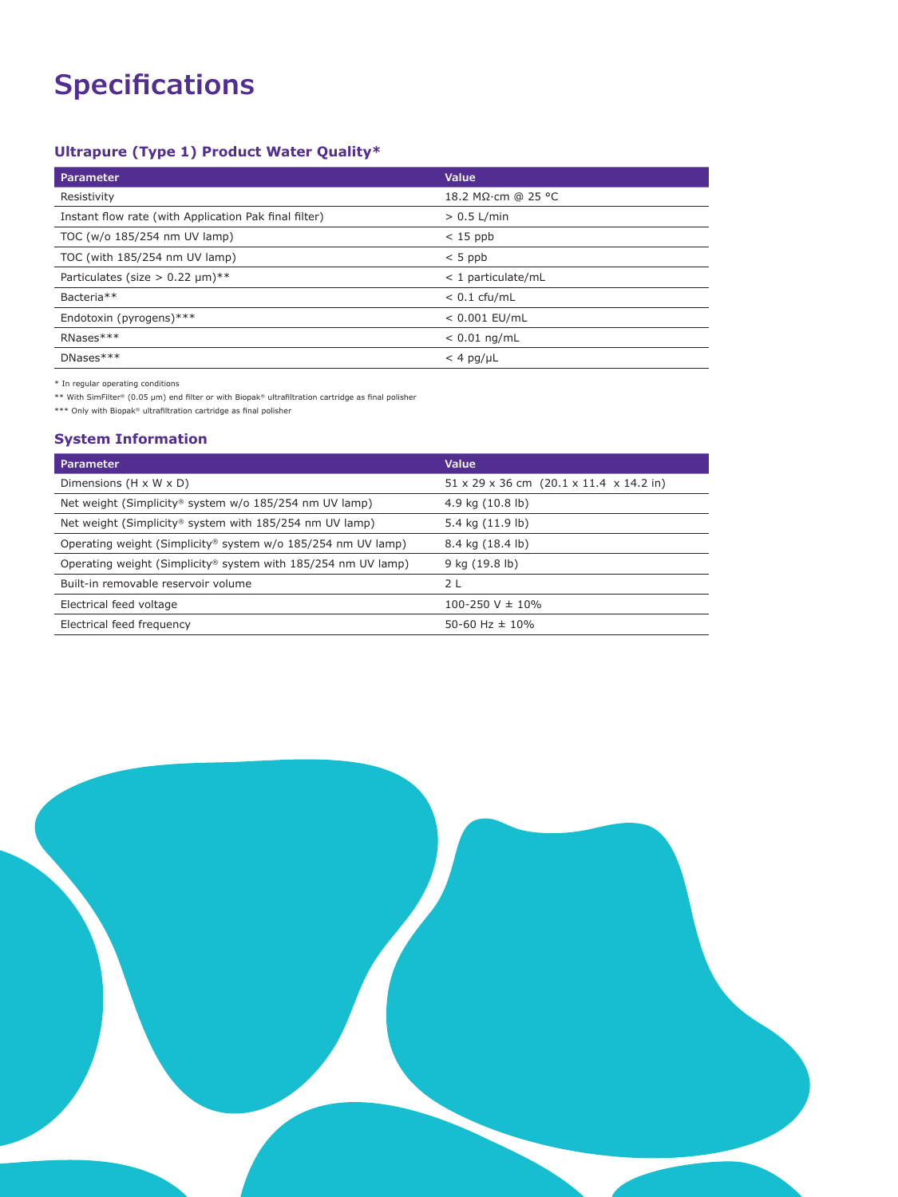# Specifications

### Ultrapure (Type 1) Product Water Quality*

| Parameter | Value |
| --- | --- |
| Resistivity | 18.2 MΩ·cm @ 25 °C |
| Instant flow rate (with Application Pak final filter) | > 0.5 L/min |
| TOC (w/o 185/254 nm UV lamp) | < 15 ppb |
| TOC (with 185/254 nm UV lamp) | < 5 ppb |
| Particulates (size > 0.22 µm)** | < 1 particulate/mL |
| Bacteria** | < 0.1 cfu/mL |
| Endotoxin (pyrogens)*** | < 0.001 EU/mL |
| RNases*** | < 0.01 ng/mL |
| DNases*** | < 4 pg/µL |

* In regular operating conditions

** With SimFilter® (0.05 µm) end filter or with Biopak® ultrafiltration cartridge as final polisher

*** Only with Biopak® ultrafiltration cartridge as final polisher

### System Information

| Parameter | Value |
| --- | --- |
| Dimensions (H x W x D) | 51 x 29 x 36 cm (20.1 x 11.4 x 14.2 in) |
| Net weight (Simplicity® system w/o 185/254 nm UV lamp) | 4.9 kg (10.8 lb) |
| Net weight (Simplicity® system with 185/254 nm UV lamp) | 5.4 kg (11.9 lb) |
| Operating weight (Simplicity® system w/o 185/254 nm UV lamp) | 8.4 kg (18.4 lb) |
| Operating weight (Simplicity® system with 185/254 nm UV lamp) | 9 kg (19.8 lb) |
| Built-in removable reservoir volume | 2 L |
| Electrical feed voltage | 100-250 V ± 10% |
| Electrical feed frequency | 50-60 Hz ± 10% |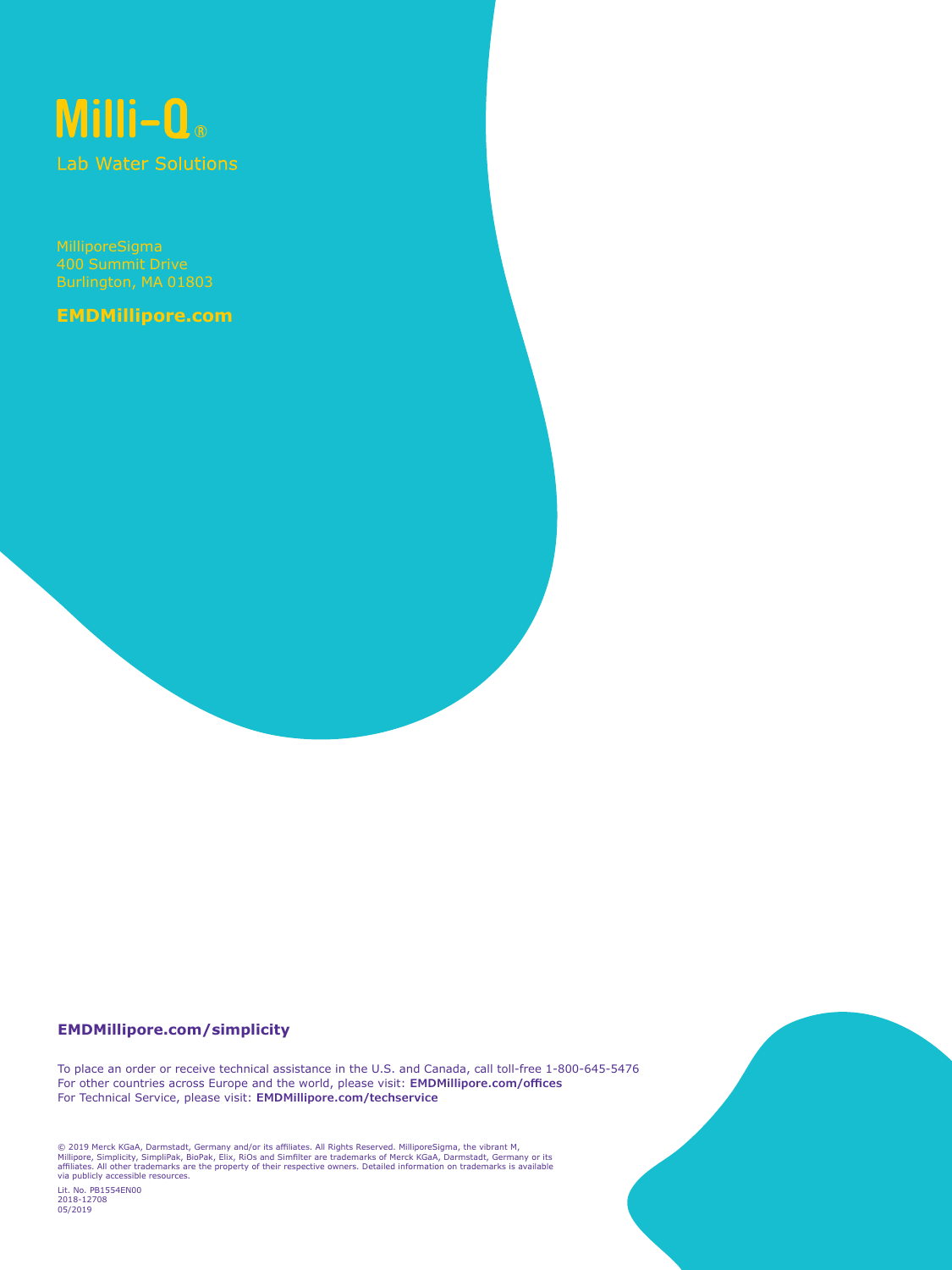# Milli-Q®

Lab Water Solutions

MilliporeSigma
400 Summit Drive
Burlington, MA 01803

**EMDMillipore.com**

**EMDMillipore.com/simplicity**

To place an order or receive technical assistance in the U.S. and Canada, call toll-free 1-800-645-5476
For other countries across Europe and the world, please visit: **EMDMillipore.com/offices**
For Technical Service, please visit: **EMDMillipore.com/techservice**

© 2019 Merck KGaA, Darmstadt, Germany and/or its affiliates. All Rights Reserved. MilliporeSigma, the vibrant M, Millipore, Simplicity, SimpliPak, BioPak, Elix, RiOs and Simfilter are trademarks of Merck KGaA, Darmstadt, Germany or its affiliates. All other trademarks are the property of their respective owners. Detailed information on trademarks is available via publicly accessible resources.

Lit. No. PB1554EN00
2018-12708
05/2019